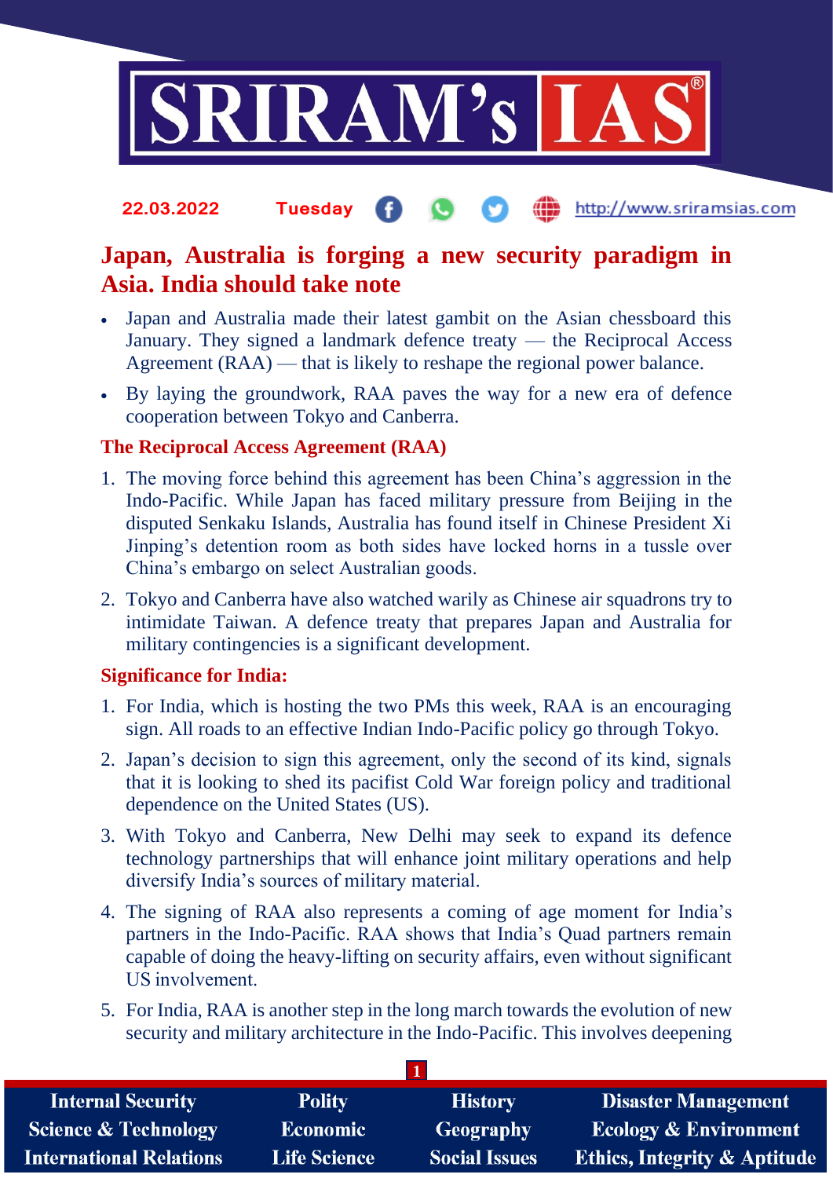22.03.2022 Tuesday http://www.sriramsias.com

# Japan, Australia is forging a new security paradigm in Asia. India should take note

- Japan and Australia made their latest gambit on the Asian chessboard this January. They signed a landmark defence treaty — the Reciprocal Access Agreement (RAA) — that is likely to reshape the regional power balance.
- By laying the groundwork, RAA paves the way for a new era of defence cooperation between Tokyo and Canberra.

## The Reciprocal Access Agreement (RAA)

1. The moving force behind this agreement has been China's aggression in the Indo-Pacific. While Japan has faced military pressure from Beijing in the disputed Senkaku Islands, Australia has found itself in Chinese President Xi Jinping's detention room as both sides have locked horns in a tussle over China's embargo on select Australian goods.
2. Tokyo and Canberra have also watched warily as Chinese air squadrons try to intimidate Taiwan. A defence treaty that prepares Japan and Australia for military contingencies is a significant development.

## Significance for India:

1. For India, which is hosting the two PMs this week, RAA is an encouraging sign. All roads to an effective Indian Indo-Pacific policy go through Tokyo.
2. Japan's decision to sign this agreement, only the second of its kind, signals that it is looking to shed its pacifist Cold War foreign policy and traditional dependence on the United States (US).
3. With Tokyo and Canberra, New Delhi may seek to expand its defence technology partnerships that will enhance joint military operations and help diversify India's sources of military material.
4. The signing of RAA also represents a coming of age moment for India's partners in the Indo-Pacific. RAA shows that India's Quad partners remain capable of doing the heavy-lifting on security affairs, even without significant US involvement.
5. For India, RAA is another step in the long march towards the evolution of new security and military architecture in the Indo-Pacific. This involves deepening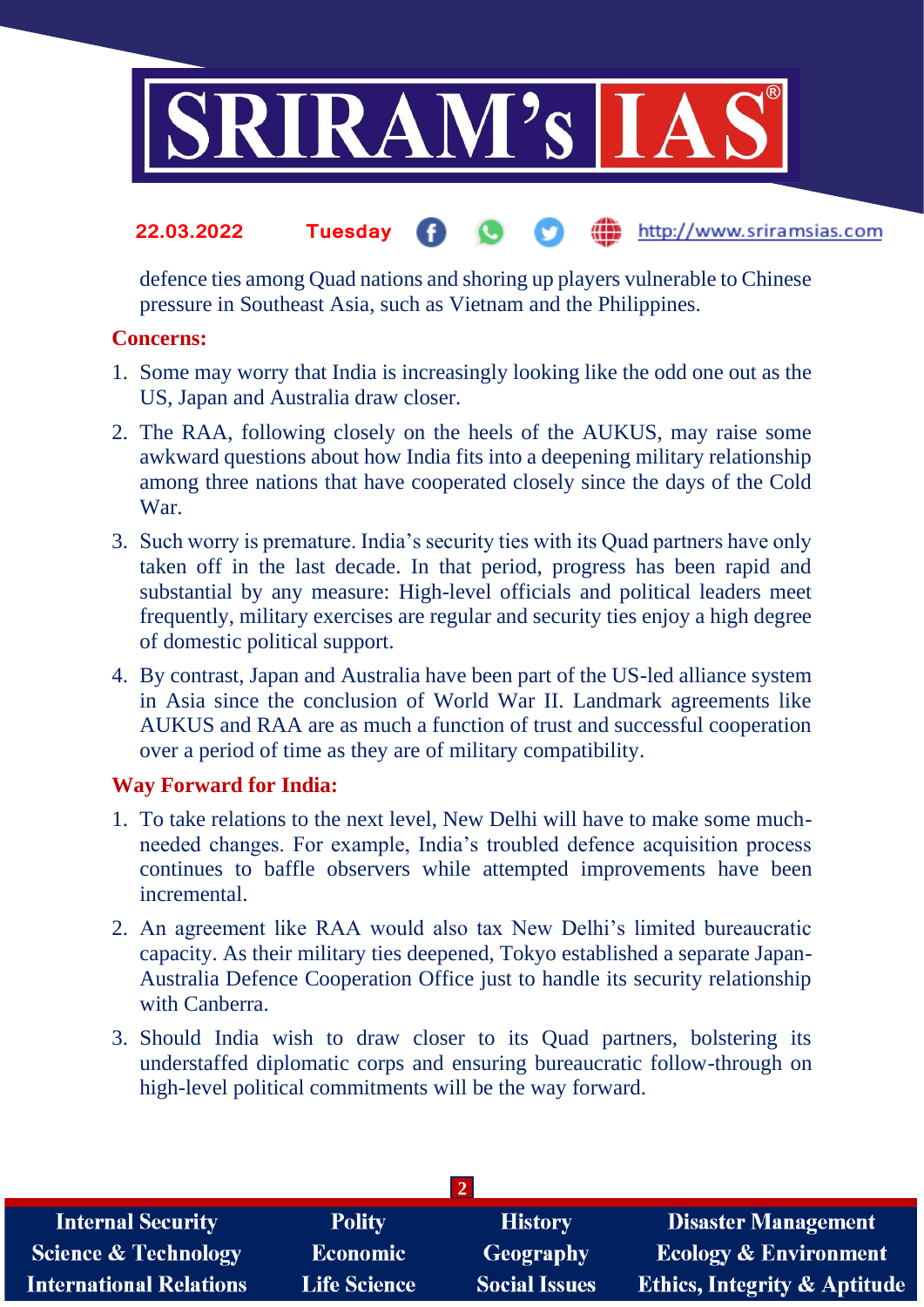defence ties among Quad nations and shoring up players vulnerable to Chinese pressure in Southeast Asia, such as Vietnam and the Philippines.

**Concerns:**

1. Some may worry that India is increasingly looking like the odd one out as the US, Japan and Australia draw closer.
2. The RAA, following closely on the heels of the AUKUS, may raise some awkward questions about how India fits into a deepening military relationship among three nations that have cooperated closely since the days of the Cold War.
3. Such worry is premature. India's security ties with its Quad partners have only taken off in the last decade. In that period, progress has been rapid and substantial by any measure: High-level officials and political leaders meet frequently, military exercises are regular and security ties enjoy a high degree of domestic political support.
4. By contrast, Japan and Australia have been part of the US-led alliance system in Asia since the conclusion of World War II. Landmark agreements like AUKUS and RAA are as much a function of trust and successful cooperation over a period of time as they are of military compatibility.

**Way Forward for India:**

1. To take relations to the next level, New Delhi will have to make some much-needed changes. For example, India's troubled defence acquisition process continues to baffle observers while attempted improvements have been incremental.
2. An agreement like RAA would also tax New Delhi's limited bureaucratic capacity. As their military ties deepened, Tokyo established a separate Japan-Australia Defence Cooperation Office just to handle its security relationship with Canberra.
3. Should India wish to draw closer to its Quad partners, bolstering its understaffed diplomatic corps and ensuring bureaucratic follow-through on high-level political commitments will be the way forward.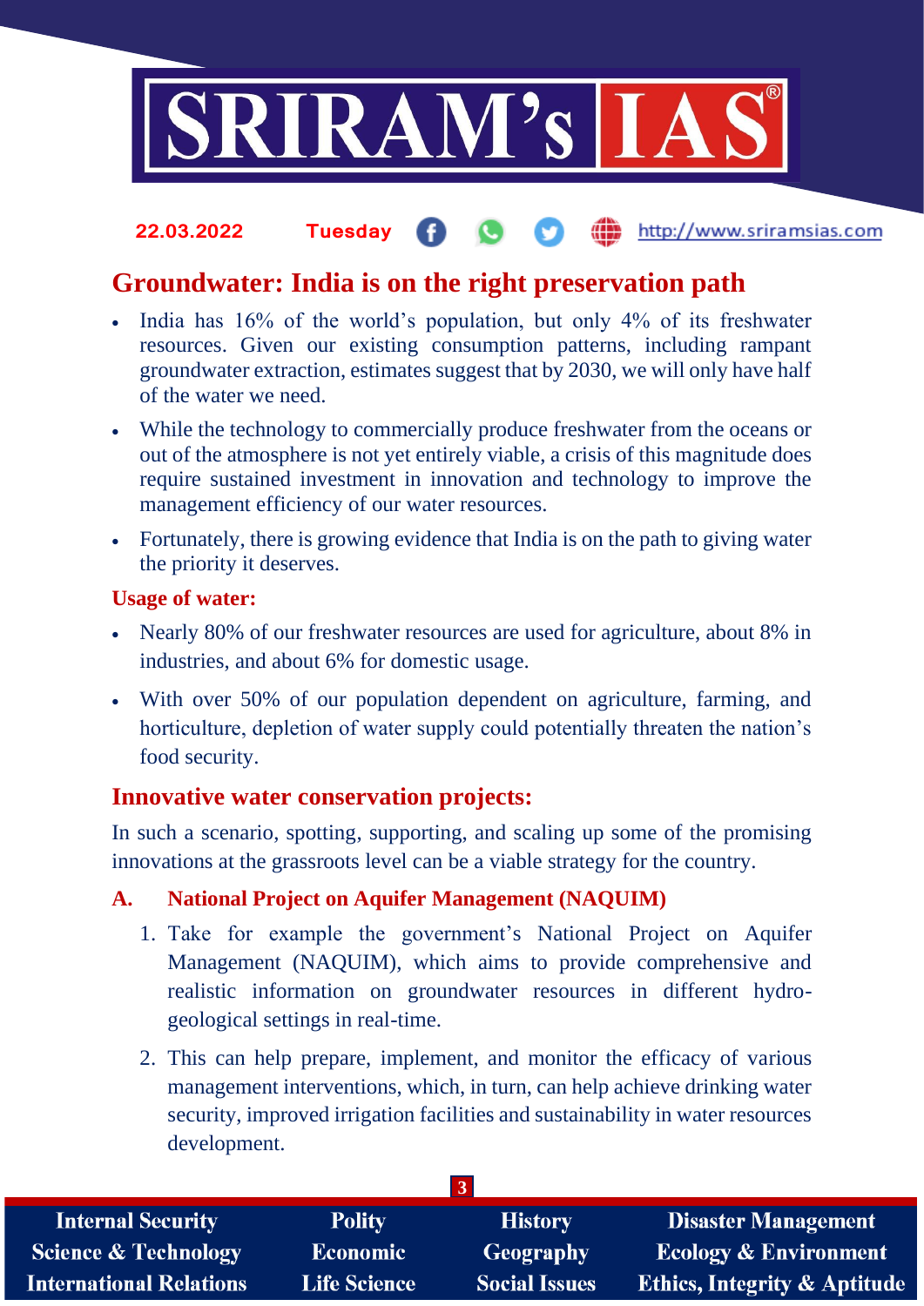# Groundwater: India is on the right preservation path

- India has 16% of the world's population, but only 4% of its freshwater resources. Given our existing consumption patterns, including rampant groundwater extraction, estimates suggest that by 2030, we will only have half of the water we need.
- While the technology to commercially produce freshwater from the oceans or out of the atmosphere is not yet entirely viable, a crisis of this magnitude does require sustained investment in innovation and technology to improve the management efficiency of our water resources.
- Fortunately, there is growing evidence that India is on the path to giving water the priority it deserves.

## Usage of water:

- Nearly 80% of our freshwater resources are used for agriculture, about 8% in industries, and about 6% for domestic usage.
- With over 50% of our population dependent on agriculture, farming, and horticulture, depletion of water supply could potentially threaten the nation's food security.

## Innovative water conservation projects:

In such a scenario, spotting, supporting, and scaling up some of the promising innovations at the grassroots level can be a viable strategy for the country.

### A. National Project on Aquifer Management (NAQUIM)

1. Take for example the government's National Project on Aquifer Management (NAQUIM), which aims to provide comprehensive and realistic information on groundwater resources in different hydro-geological settings in real-time.
2. This can help prepare, implement, and monitor the efficacy of various management interventions, which, in turn, can help achieve drinking water security, improved irrigation facilities and sustainability in water resources development.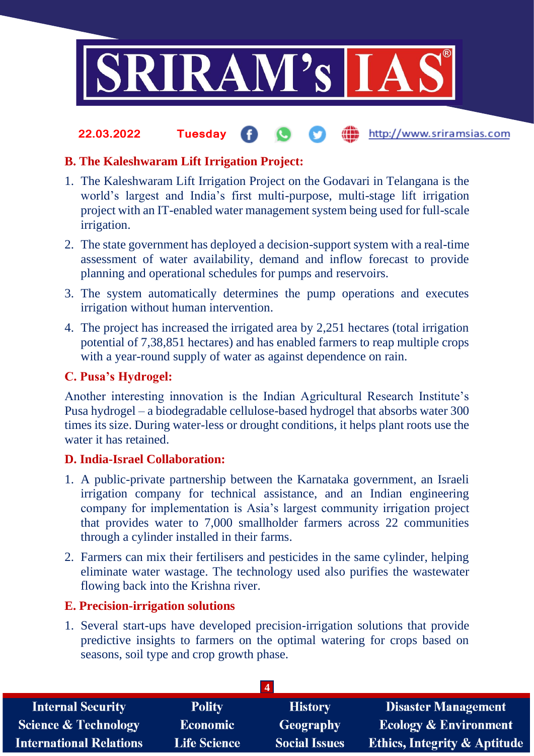### B. The Kaleshwaram Lift Irrigation Project:

1. The Kaleshwaram Lift Irrigation Project on the Godavari in Telangana is the world's largest and India's first multi-purpose, multi-stage lift irrigation project with an IT-enabled water management system being used for full-scale irrigation.
2. The state government has deployed a decision-support system with a real-time assessment of water availability, demand and inflow forecast to provide planning and operational schedules for pumps and reservoirs.
3. The system automatically determines the pump operations and executes irrigation without human intervention.
4. The project has increased the irrigated area by 2,251 hectares (total irrigation potential of 7,38,851 hectares) and has enabled farmers to reap multiple crops with a year-round supply of water as against dependence on rain.

### C. Pusa's Hydrogel:

Another interesting innovation is the Indian Agricultural Research Institute's Pusa hydrogel – a biodegradable cellulose-based hydrogel that absorbs water 300 times its size. During water-less or drought conditions, it helps plant roots use the water it has retained.

### D. India-Israel Collaboration:

1. A public-private partnership between the Karnataka government, an Israeli irrigation company for technical assistance, and an Indian engineering company for implementation is Asia's largest community irrigation project that provides water to 7,000 smallholder farmers across 22 communities through a cylinder installed in their farms.
2. Farmers can mix their fertilisers and pesticides in the same cylinder, helping eliminate water wastage. The technology used also purifies the wastewater flowing back into the Krishna river.

### E. Precision-irrigation solutions

1. Several start-ups have developed precision-irrigation solutions that provide predictive insights to farmers on the optimal watering for crops based on seasons, soil type and crop growth phase.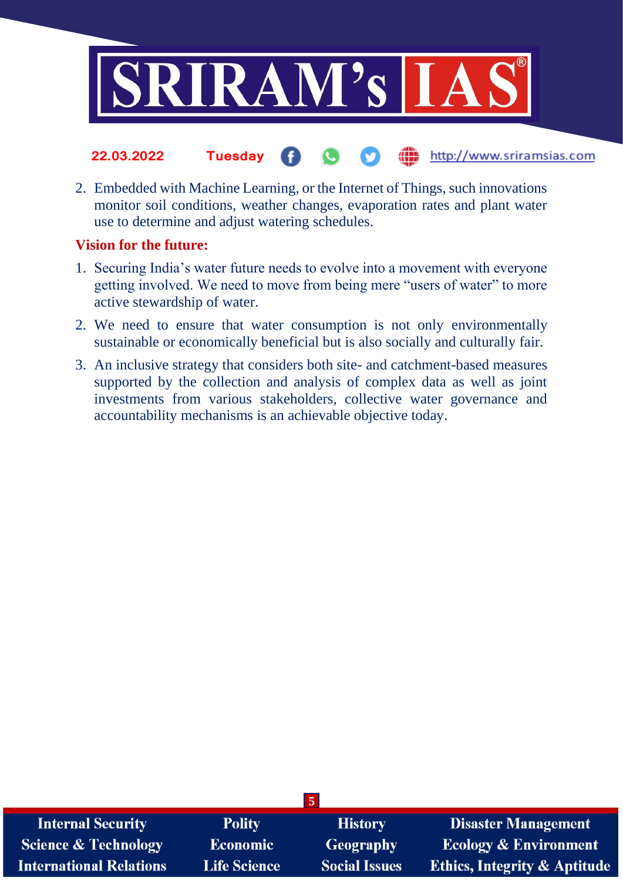2. Embedded with Machine Learning, or the Internet of Things, such innovations monitor soil conditions, weather changes, evaporation rates and plant water use to determine and adjust watering schedules.

**Vision for the future:**

1. Securing India's water future needs to evolve into a movement with everyone getting involved. We need to move from being mere "users of water" to more active stewardship of water.
2. We need to ensure that water consumption is not only environmentally sustainable or economically beneficial but is also socially and culturally fair.
3. An inclusive strategy that considers both site- and catchment-based measures supported by the collection and analysis of complex data as well as joint investments from various stakeholders, collective water governance and accountability mechanisms is an achievable objective today.